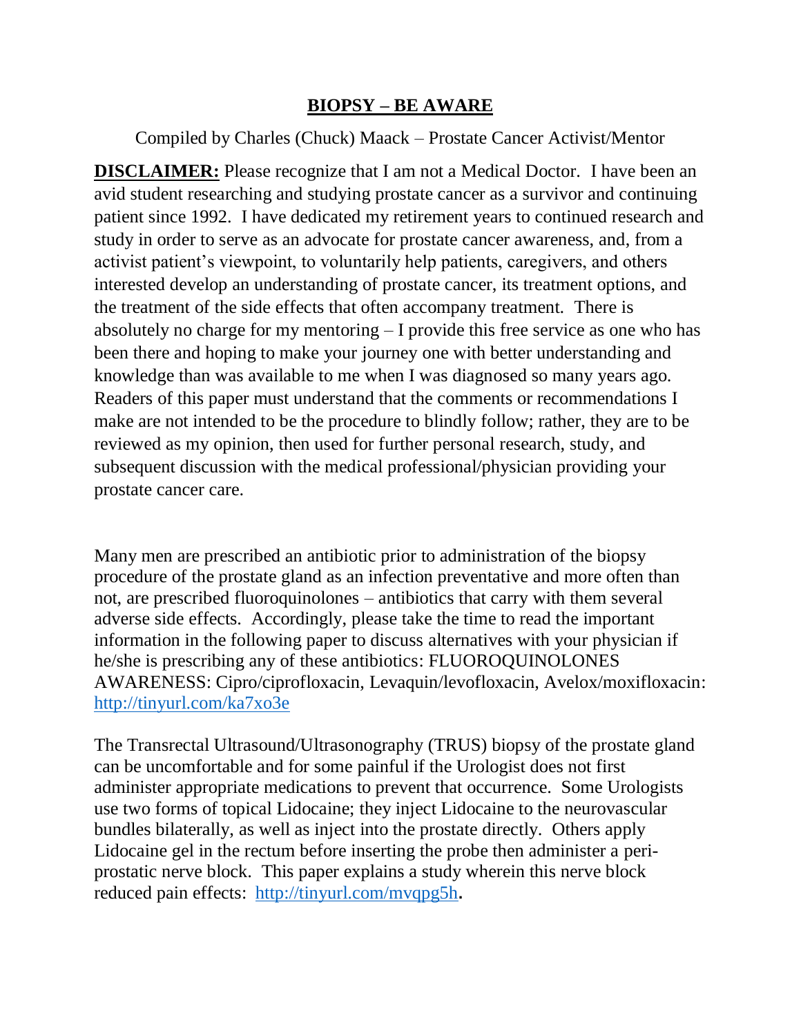# BIOPSY – BE AWARE

Compiled by Charles (Chuck) Maack – Prostate Cancer Activist/Mentor

**DISCLAIMER:** Please recognize that I am not a Medical Doctor. I have been an avid student researching and studying prostate cancer as a survivor and continuing patient since 1992. I have dedicated my retirement years to continued research and study in order to serve as an advocate for prostate cancer awareness, and, from a activist patient's viewpoint, to voluntarily help patients, caregivers, and others interested develop an understanding of prostate cancer, its treatment options, and the treatment of the side effects that often accompany treatment. There is absolutely no charge for my mentoring – I provide this free service as one who has been there and hoping to make your journey one with better understanding and knowledge than was available to me when I was diagnosed so many years ago. Readers of this paper must understand that the comments or recommendations I make are not intended to be the procedure to blindly follow; rather, they are to be reviewed as my opinion, then used for further personal research, study, and subsequent discussion with the medical professional/physician providing your prostate cancer care.

Many men are prescribed an antibiotic prior to administration of the biopsy procedure of the prostate gland as an infection preventative and more often than not, are prescribed fluoroquinolones – antibiotics that carry with them several adverse side effects. Accordingly, please take the time to read the important information in the following paper to discuss alternatives with your physician if he/she is prescribing any of these antibiotics: FLUOROQUINOLONES AWARENESS: Cipro/ciprofloxacin, Levaquin/levofloxacin, Avelox/moxifloxacin: http://tinyurl.com/ka7xo3e

The Transrectal Ultrasound/Ultrasonography (TRUS) biopsy of the prostate gland can be uncomfortable and for some painful if the Urologist does not first administer appropriate medications to prevent that occurrence. Some Urologists use two forms of topical Lidocaine; they inject Lidocaine to the neurovascular bundles bilaterally, as well as inject into the prostate directly. Others apply Lidocaine gel in the rectum before inserting the probe then administer a peri-prostatic nerve block. This paper explains a study wherein this nerve block reduced pain effects: http://tinyurl.com/mvqpg5h.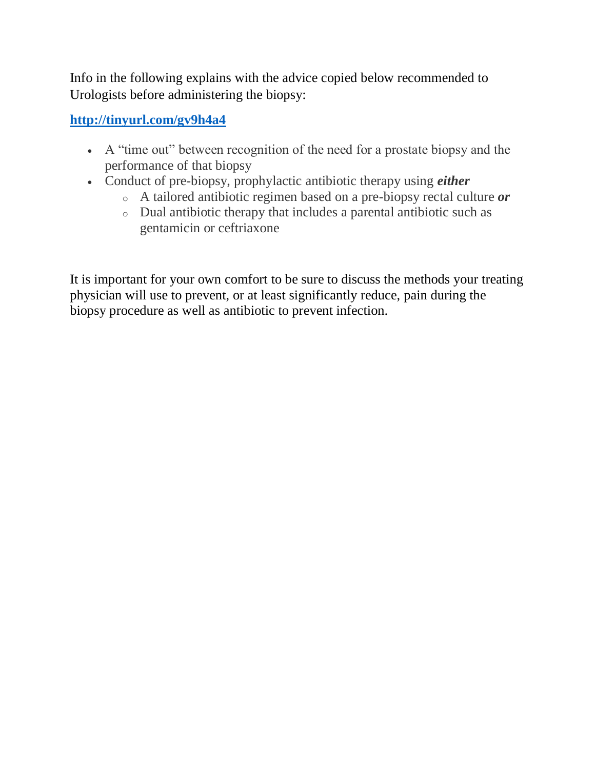Info in the following explains with the advice copied below recommended to Urologists before administering the biopsy:

**[http://tinyurl.com/gv9h4a4](http://tinyurl.com/gv9h4a4)**

- A "time out" between recognition of the need for a prostate biopsy and the performance of that biopsy
- Conduct of pre-biopsy, prophylactic antibiotic therapy using ***either***
  - A tailored antibiotic regimen based on a pre-biopsy rectal culture ***or***
  - Dual antibiotic therapy that includes a parental antibiotic such as gentamicin or ceftriaxone

It is important for your own comfort to be sure to discuss the methods your treating physician will use to prevent, or at least significantly reduce, pain during the biopsy procedure as well as antibiotic to prevent infection.